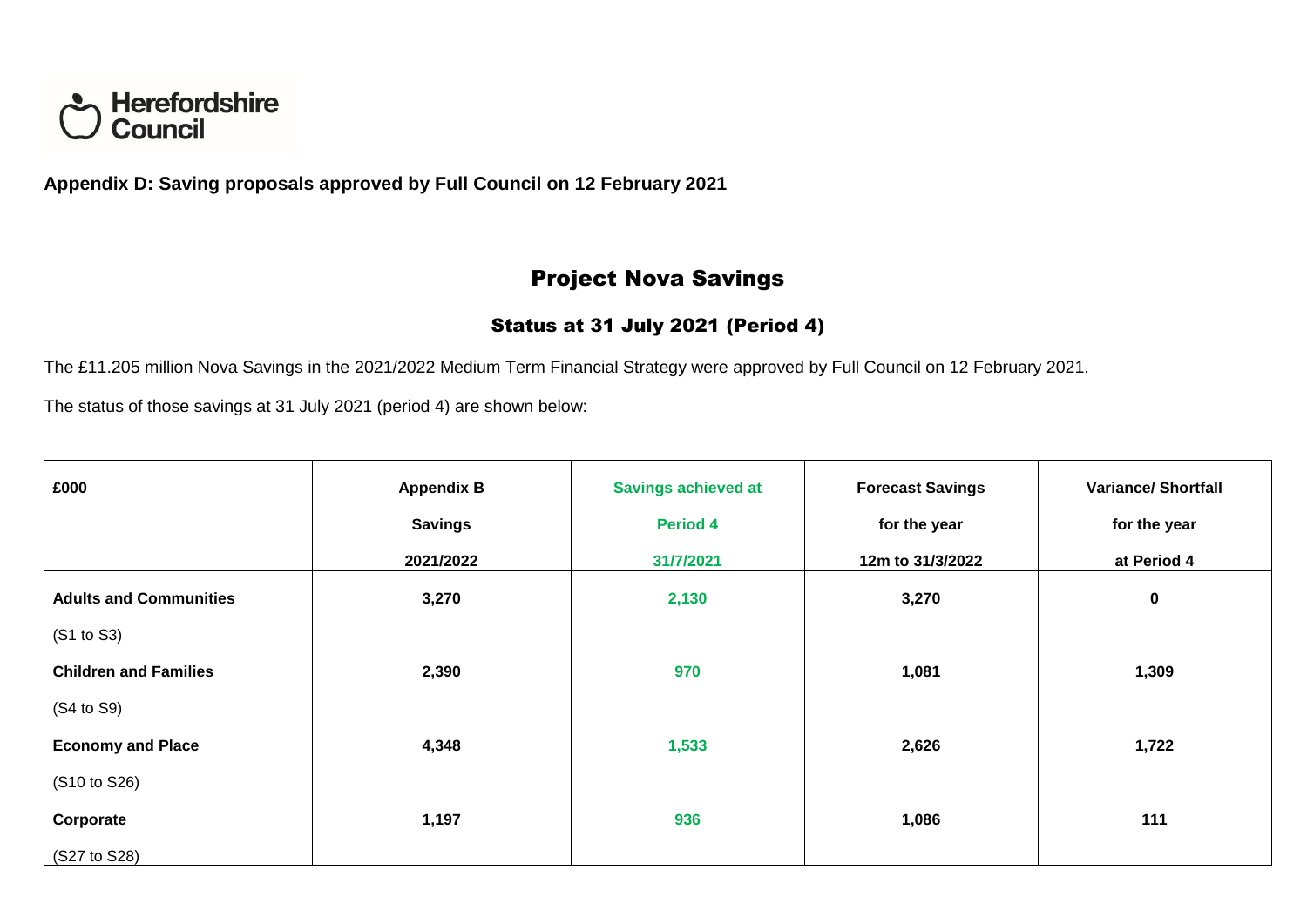Herefordshire Council

**Appendix D: Saving proposals approved by Full Council on 12 February 2021**

# Project Nova Savings

## Status at 31 July 2021 (Period 4)

The £11.205 million Nova Savings in the 2021/2022 Medium Term Financial Strategy were approved by Full Council on 12 February 2021.

The status of those savings at 31 July 2021 (period 4) are shown below:

| £000 | Appendix B Savings 2021/2022 | Savings achieved at Period 4 31/7/2021 | Forecast Savings for the year 12m to 31/3/2022 | Variance/ Shortfall for the year at Period 4 |
|---|---|---|---|---|
| **Adults and Communities** (S1 to S3) | **3,270** | **2,130** | **3,270** | **0** |
| **Children and Families** (S4 to S9) | **2,390** | **970** | **1,081** | **1,309** |
| **Economy and Place** (S10 to S26) | **4,348** | **1,533** | **2,626** | **1,722** |
| **Corporate** (S27 to S28) | **1,197** | **936** | **1,086** | **111** |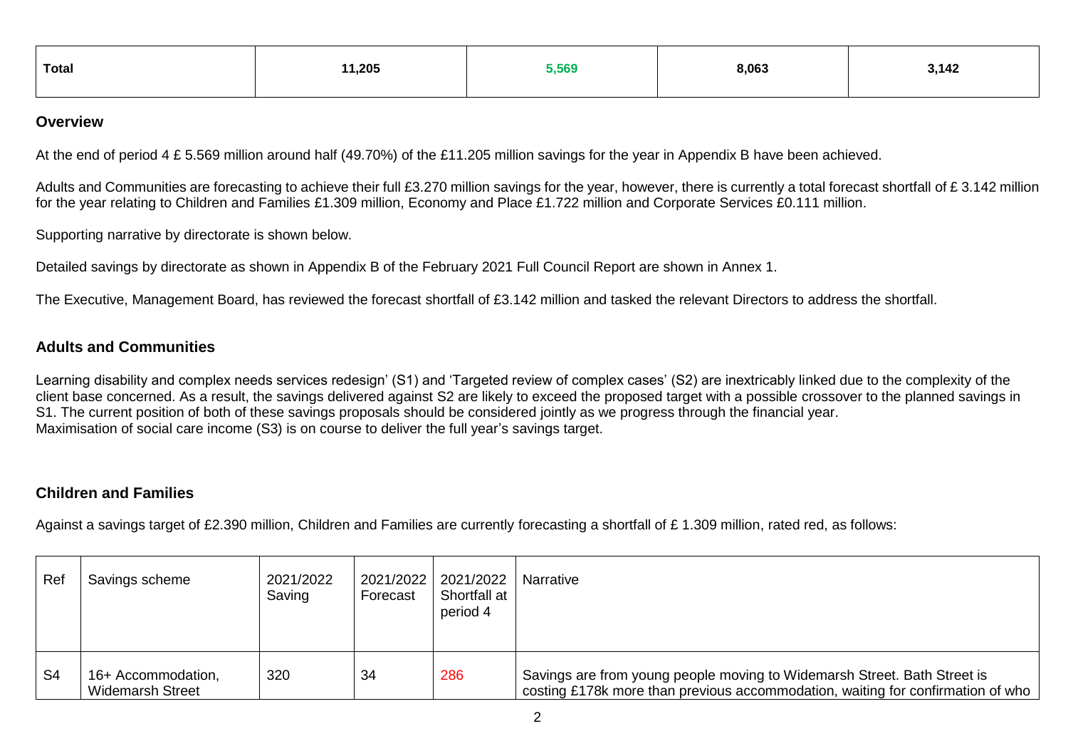| Total | 11,205 | 5,569 | 8,063 | 3,142 |
|---|---|---|---|---|

## Overview

At the end of period 4 £ 5.569 million around half (49.70%) of the £11.205 million savings for the year in Appendix B have been achieved.

Adults and Communities are forecasting to achieve their full £3.270 million savings for the year, however, there is currently a total forecast shortfall of £ 3.142 million for the year relating to Children and Families £1.309 million, Economy and Place £1.722 million and Corporate Services £0.111 million.

Supporting narrative by directorate is shown below.

Detailed savings by directorate as shown in Appendix B of the February 2021 Full Council Report are shown in Annex 1.

The Executive, Management Board, has reviewed the forecast shortfall of £3.142 million and tasked the relevant Directors to address the shortfall.

## Adults and Communities

Learning disability and complex needs services redesign' (S1) and 'Targeted review of complex cases' (S2) are inextricably linked due to the complexity of the client base concerned. As a result, the savings delivered against S2 are likely to exceed the proposed target with a possible crossover to the planned savings in S1. The current position of both of these savings proposals should be considered jointly as we progress through the financial year.
Maximisation of social care income (S3) is on course to deliver the full year's savings target.

## Children and Families

Against a savings target of £2.390 million, Children and Families are currently forecasting a shortfall of £ 1.309 million, rated red, as follows:

| Ref | Savings scheme | 2021/2022 Saving | 2021/2022 Forecast | 2021/2022 Shortfall at period 4 | Narrative |
|---|---|---|---|---|---|
| S4 | 16+ Accommodation, Widemarsh Street | 320 | 34 | 286 | Savings are from young people moving to Widemarsh Street. Bath Street is costing £178k more than previous accommodation, waiting for confirmation of who |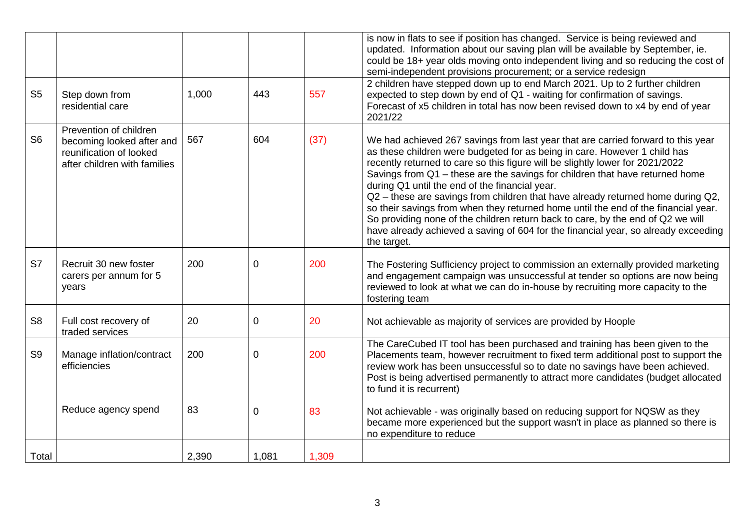| | | | | | |
|---|---|---|---|---|---|
| | | | | | is now in flats to see if position has changed. Service is being reviewed and updated. Information about our saving plan will be available by September, ie. could be 18+ year olds moving onto independent living and so reducing the cost of semi-independent provisions procurement; or a service redesign |
| S5 | Step down from residential care | 1,000 | 443 | 557 | 2 children have stepped down up to end March 2021. Up to 2 further children expected to step down by end of Q1 - waiting for confirmation of savings. Forecast of x5 children in total has now been revised down to x4 by end of year 2021/22 |
| S6 | Prevention of children becoming looked after and reunification of looked after children with families | 567 | 604 | (37) | We had achieved 267 savings from last year that are carried forward to this year as these children were budgeted for as being in care. However 1 child has recently returned to care so this figure will be slightly lower for 2021/2022<br>Savings from Q1 – these are the savings for children that have returned home during Q1 until the end of the financial year.<br>Q2 – these are savings from children that have already returned home during Q2, so their savings from when they returned home until the end of the financial year. So providing none of the children return back to care, by the end of Q2 we will have already achieved a saving of 604 for the financial year, so already exceeding the target. |
| S7 | Recruit 30 new foster carers per annum for 5 years | 200 | 0 | 200 | The Fostering Sufficiency project to commission an externally provided marketing and engagement campaign was unsuccessful at tender so options are now being reviewed to look at what we can do in-house by recruiting more capacity to the fostering team |
| S8 | Full cost recovery of traded services | 20 | 0 | 20 | Not achievable as majority of services are provided by Hoople |
| S9 | Manage inflation/contract efficiencies | 200 | 0 | 200 | The CareCubed IT tool has been purchased and training has been given to the Placements team, however recruitment to fixed term additional post to support the review work has been unsuccessful so to date no savings have been achieved. Post is being advertised permanently to attract more candidates (budget allocated to fund it is recurrent) |
| | Reduce agency spend | 83 | 0 | 83 | Not achievable - was originally based on reducing support for NQSW as they became more experienced but the support wasn't in place as planned so there is no expenditure to reduce |
| Total | | 2,390 | 1,081 | 1,309 | |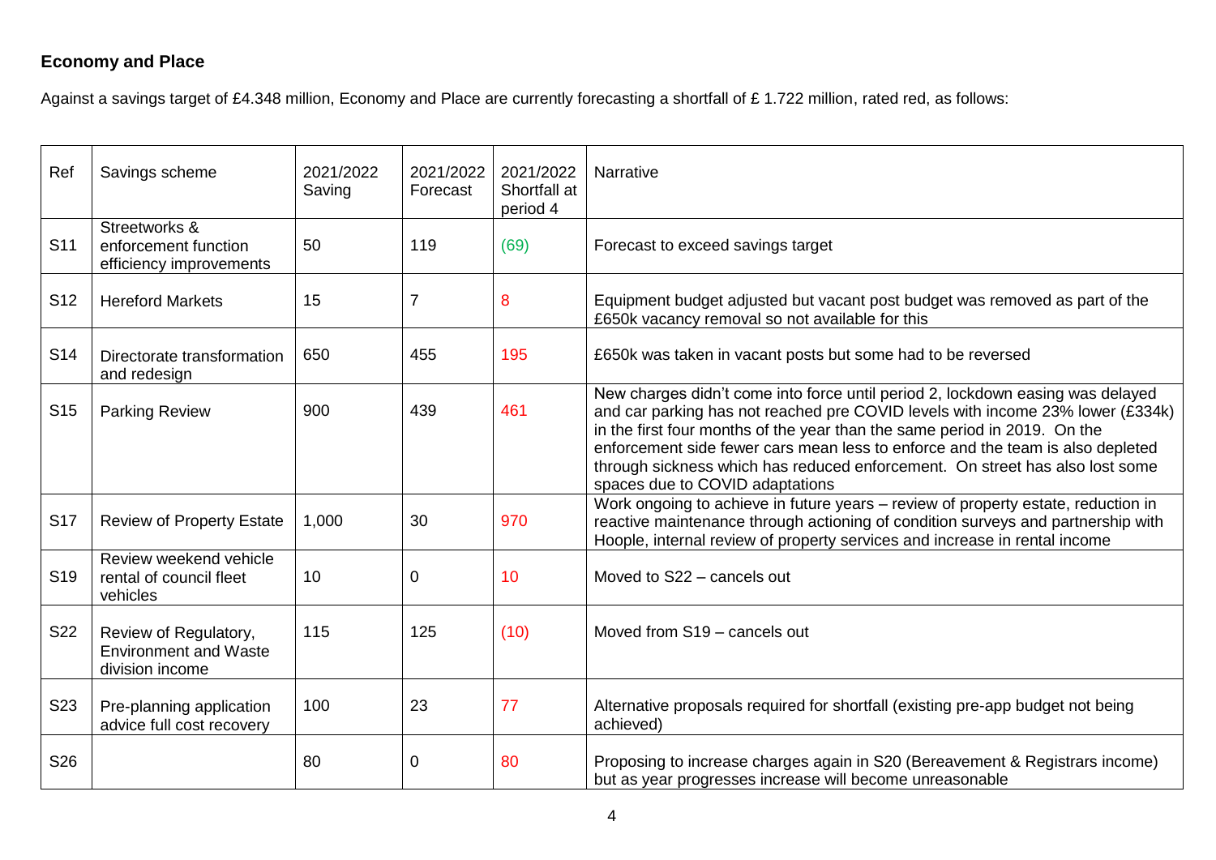**Economy and Place**

Against a savings target of £4.348 million, Economy and Place are currently forecasting a shortfall of £ 1.722 million, rated red, as follows:

| Ref | Savings scheme | 2021/2022 Saving | 2021/2022 Forecast | 2021/2022 Shortfall at period 4 | Narrative |
|---|---|---|---|---|---|
| S11 | Streetworks & enforcement function efficiency improvements | 50 | 119 | (69) | Forecast to exceed savings target |
| S12 | Hereford Markets | 15 | 7 | 8 | Equipment budget adjusted but vacant post budget was removed as part of the £650k vacancy removal so not available for this |
| S14 | Directorate transformation and redesign | 650 | 455 | 195 | £650k was taken in vacant posts but some had to be reversed |
| S15 | Parking Review | 900 | 439 | 461 | New charges didn't come into force until period 2, lockdown easing was delayed and car parking has not reached pre COVID levels with income 23% lower (£334k) in the first four months of the year than the same period in 2019. On the enforcement side fewer cars mean less to enforce and the team is also depleted through sickness which has reduced enforcement. On street has also lost some spaces due to COVID adaptations |
| S17 | Review of Property Estate | 1,000 | 30 | 970 | Work ongoing to achieve in future years – review of property estate, reduction in reactive maintenance through actioning of condition surveys and partnership with Hoople, internal review of property services and increase in rental income |
| S19 | Review weekend vehicle rental of council fleet vehicles | 10 | 0 | 10 | Moved to S22 – cancels out |
| S22 | Review of Regulatory, Environment and Waste division income | 115 | 125 | (10) | Moved from S19 – cancels out |
| S23 | Pre-planning application advice full cost recovery | 100 | 23 | 77 | Alternative proposals required for shortfall (existing pre-app budget not being achieved) |
| S26 | | 80 | 0 | 80 | Proposing to increase charges again in S20 (Bereavement & Registrars income) but as year progresses increase will become unreasonable |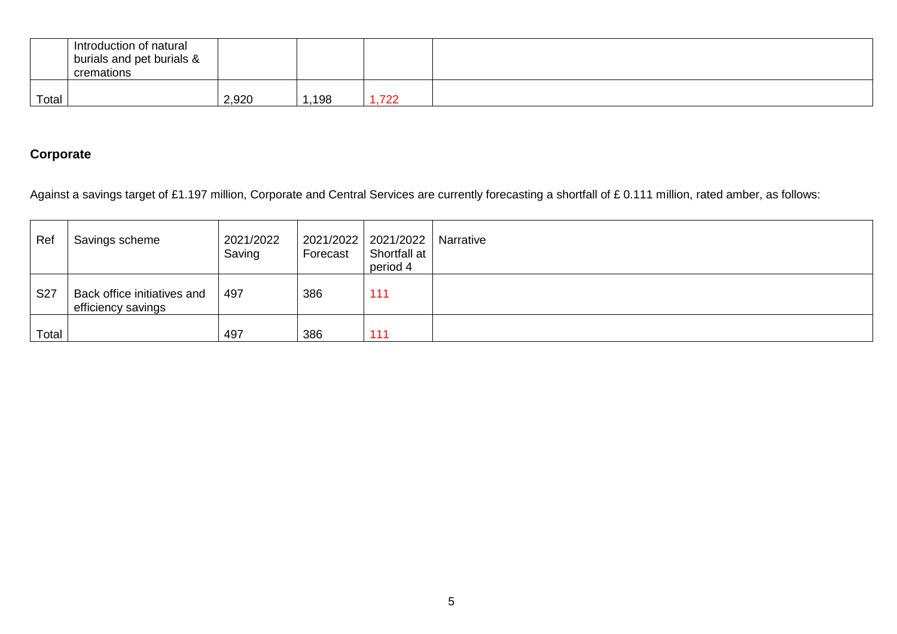|  | Introduction of natural burials and pet burials & cremations |  |  |  |  |
|---|---|---|---|---|---|
| Total |  | 2,920 | 1,198 | 1,722 |  |

## Corporate

Against a savings target of £1.197 million, Corporate and Central Services are currently forecasting a shortfall of £ 0.111 million, rated amber, as follows:

| Ref | Savings scheme | 2021/2022 Saving | 2021/2022 Forecast | 2021/2022 Shortfall at period 4 | Narrative |
|---|---|---|---|---|---|
| S27 | Back office initiatives and efficiency savings | 497 | 386 | 111 |  |
| Total |  | 497 | 386 | 111 |  |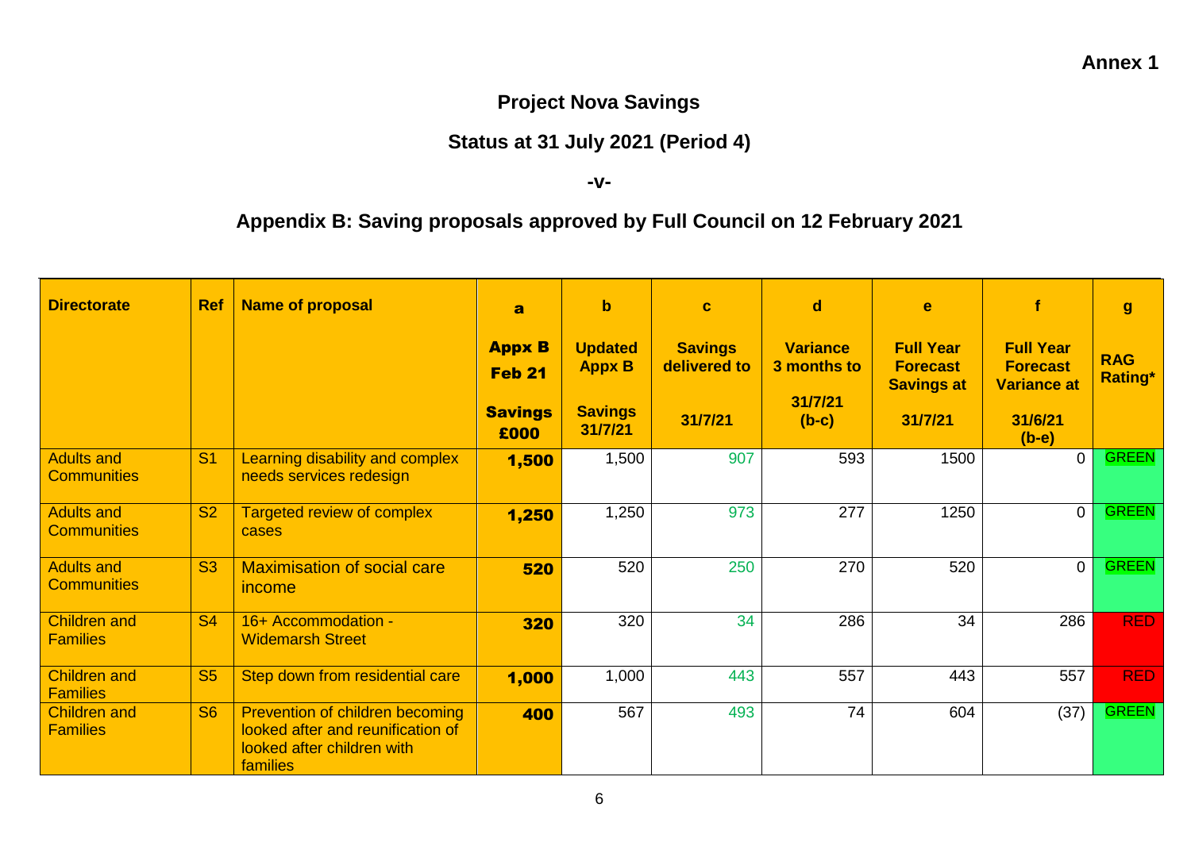**Annex 1**

## Project Nova Savings

## Status at 31 July 2021 (Period 4)

**-v-**

## Appendix B: Saving proposals approved by Full Council on 12 February 2021

| Directorate | Ref | Name of proposal | a<br>Appx B Feb 21<br>Savings £000 | b<br>Updated Appx B<br>Savings 31/7/21 | c<br>Savings delivered to<br>31/7/21 | d<br>Variance 3 months to<br>31/7/21 (b-c) | e<br>Full Year Forecast Savings at<br>31/7/21 | f<br>Full Year Forecast Variance at<br>31/6/21 (b-e) | g<br>RAG Rating* |
|---|---|---|---|---|---|---|---|---|---|
| Adults and Communities | S1 | Learning disability and complex needs services redesign | **1,500** | 1,500 | 907 | 593 | 1500 | 0 | GREEN |
| Adults and Communities | S2 | Targeted review of complex cases | **1,250** | 1,250 | 973 | 277 | 1250 | 0 | GREEN |
| Adults and Communities | S3 | Maximisation of social care income | **520** | 520 | 250 | 270 | 520 | 0 | GREEN |
| Children and Families | S4 | 16+ Accommodation - Widemarsh Street | **320** | 320 | 34 | 286 | 34 | 286 | RED |
| Children and Families | S5 | Step down from residential care | **1,000** | 1,000 | 443 | 557 | 443 | 557 | RED |
| Children and Families | S6 | Prevention of children becoming looked after and reunification of looked after children with families | **400** | 567 | 493 | 74 | 604 | (37) | GREEN |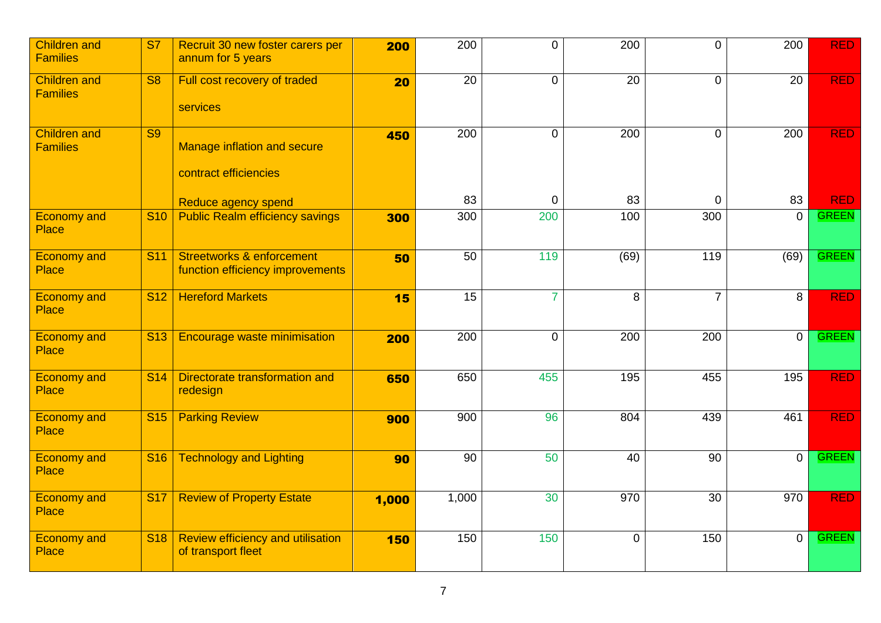| | | | | | | | | | |
|---|---|---|---|---|---|---|---|---|---|
| Children and Families | S7 | Recruit 30 new foster carers per annum for 5 years | **200** | 200 | 0 | 200 | 0 | 200 | RED |
| Children and Families | S8 | Full cost recovery of traded services | **20** | 20 | 0 | 20 | 0 | 20 | RED |
| Children and Families | S9 | Manage inflation and secure contract efficiencies | **450** | 200 | 0 | 200 | 0 | 200 | RED |
| | | Reduce agency spend | | 83 | 0 | 83 | 0 | 83 | RED |
| Economy and Place | S10 | Public Realm efficiency savings | **300** | 300 | 200 | 100 | 300 | 0 | GREEN |
| Economy and Place | S11 | Streetworks & enforcement function efficiency improvements | **50** | 50 | 119 | (69) | 119 | (69) | GREEN |
| Economy and Place | S12 | Hereford Markets | **15** | 15 | 7 | 8 | 7 | 8 | RED |
| Economy and Place | S13 | Encourage waste minimisation | **200** | 200 | 0 | 200 | 200 | 0 | GREEN |
| Economy and Place | S14 | Directorate transformation and redesign | **650** | 650 | 455 | 195 | 455 | 195 | RED |
| Economy and Place | S15 | Parking Review | **900** | 900 | 96 | 804 | 439 | 461 | RED |
| Economy and Place | S16 | Technology and Lighting | **90** | 90 | 50 | 40 | 90 | 0 | GREEN |
| Economy and Place | S17 | Review of Property Estate | **1,000** | 1,000 | 30 | 970 | 30 | 970 | RED |
| Economy and Place | S18 | Review efficiency and utilisation of transport fleet | **150** | 150 | 150 | 0 | 150 | 0 | GREEN |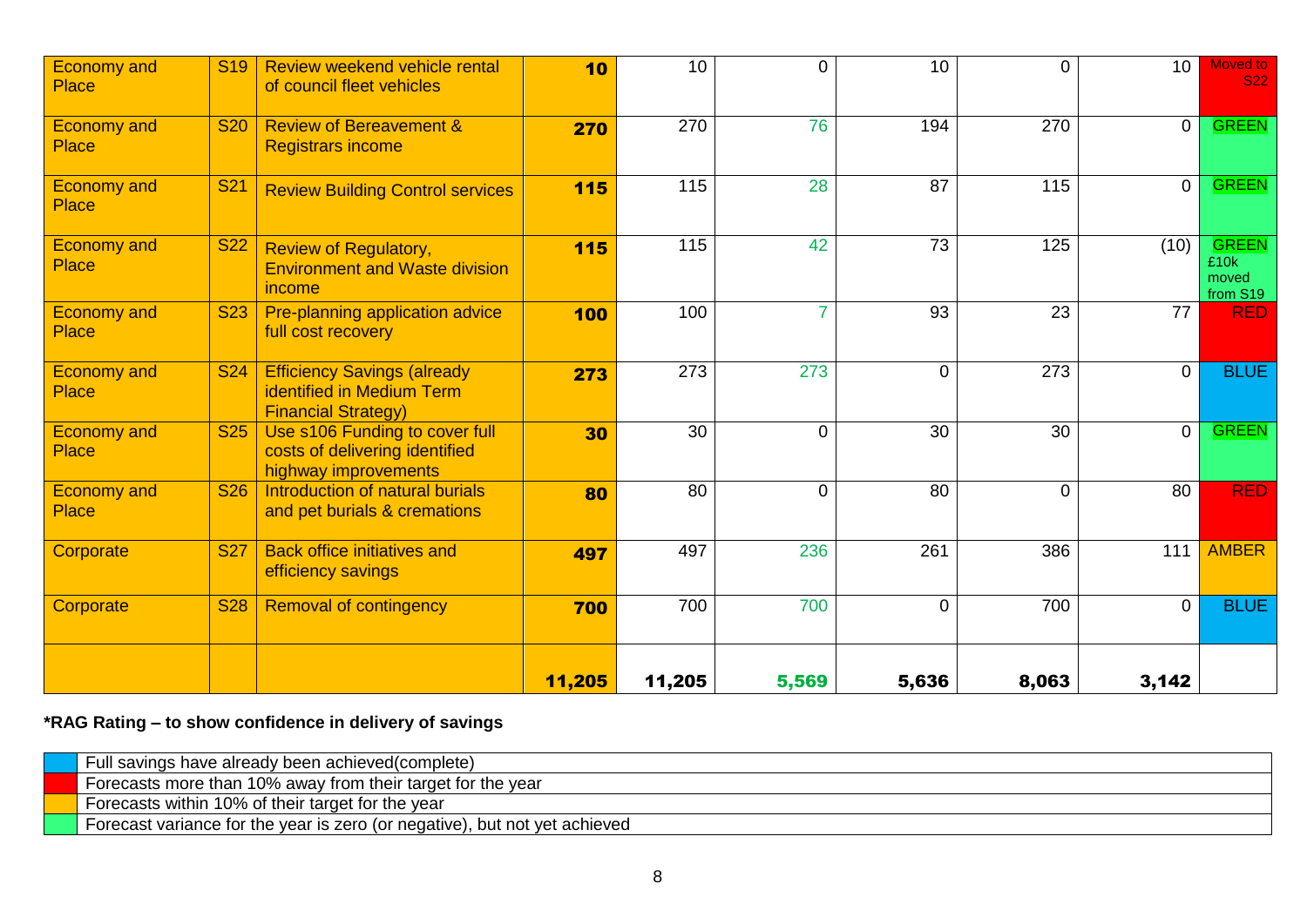| | | | | | | | | | |
|---|---|---|---|---|---|---|---|---|---|
| Economy and Place | S19 | Review weekend vehicle rental of council fleet vehicles | **10** | 10 | 0 | 10 | 0 | 10 | Moved to S22 |
| Economy and Place | S20 | Review of Bereavement & Registrars income | **270** | 270 | 76 | 194 | 270 | 0 | GREEN |
| Economy and Place | S21 | Review Building Control services | **115** | 115 | 28 | 87 | 115 | 0 | GREEN |
| Economy and Place | S22 | Review of Regulatory, Environment and Waste division income | **115** | 115 | 42 | 73 | 125 | (10) | GREEN £10k moved from S19 |
| Economy and Place | S23 | Pre-planning application advice full cost recovery | **100** | 100 | 7 | 93 | 23 | 77 | RED |
| Economy and Place | S24 | Efficiency Savings (already identified in Medium Term Financial Strategy) | **273** | 273 | 273 | 0 | 273 | 0 | BLUE |
| Economy and Place | S25 | Use s106 Funding to cover full costs of delivering identified highway improvements | **30** | 30 | 0 | 30 | 30 | 0 | GREEN |
| Economy and Place | S26 | Introduction of natural burials and pet burials & cremations | **80** | 80 | 0 | 80 | 0 | 80 | RED |
| Corporate | S27 | Back office initiatives and efficiency savings | **497** | 497 | 236 | 261 | 386 | 111 | AMBER |
| Corporate | S28 | Removal of contingency | **700** | 700 | 700 | 0 | 700 | 0 | BLUE |
| | | | **11,205** | **11,205** | **5,569** | **5,636** | **8,063** | **3,142** | |

**\*RAG Rating – to show confidence in delivery of savings**

| | |
|---|---|
| Blue | Full savings have already been achieved(complete) |
| Red | Forecasts more than 10% away from their target for the year |
| Amber | Forecasts within 10% of their target for the year |
| Green | Forecast variance for the year is zero (or negative), but not yet achieved |